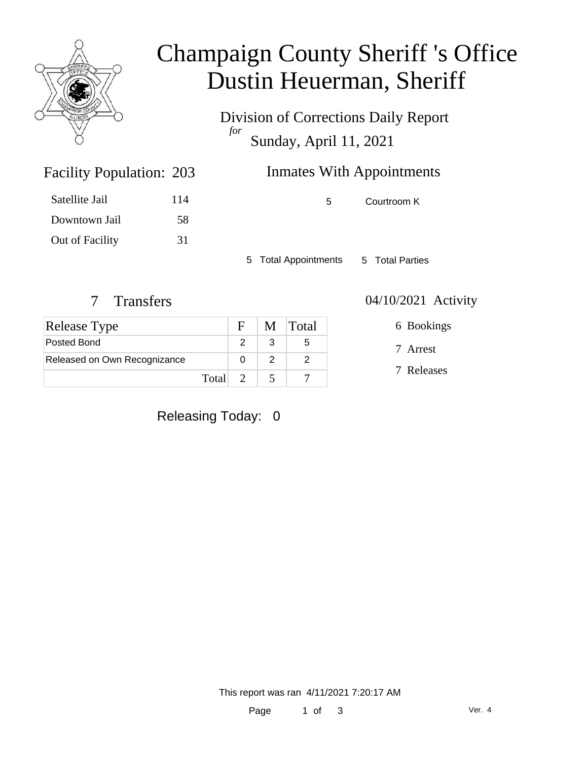# Champaign County Sheriff 's Office
# Dustin Heuerman, Sheriff

Division of Corrections Daily Report
*for*
Sunday, April 11, 2021

## Facility Population: 203

| | |
|---|---|
| Satellite Jail | 114 |
| Downtown Jail | 58 |
| Out of Facility | 31 |

## Inmates With Appointments

| | |
|---|---|
| 5 | Courtroom K |

5 Total Appointments    5 Total Parties

## 7 Transfers

| Release Type | F | M | Total |
|---|---|---|---|
| Posted Bond | 2 | 3 | 5 |
| Released on Own Recognizance | 0 | 2 | 2 |
| Total | 2 | 5 | 7 |

## 04/10/2021 Activity

6 Bookings

7 Arrest

7 Releases

Releasing Today: 0

This report was ran 4/11/2021 7:20:17 AM

Ver. 4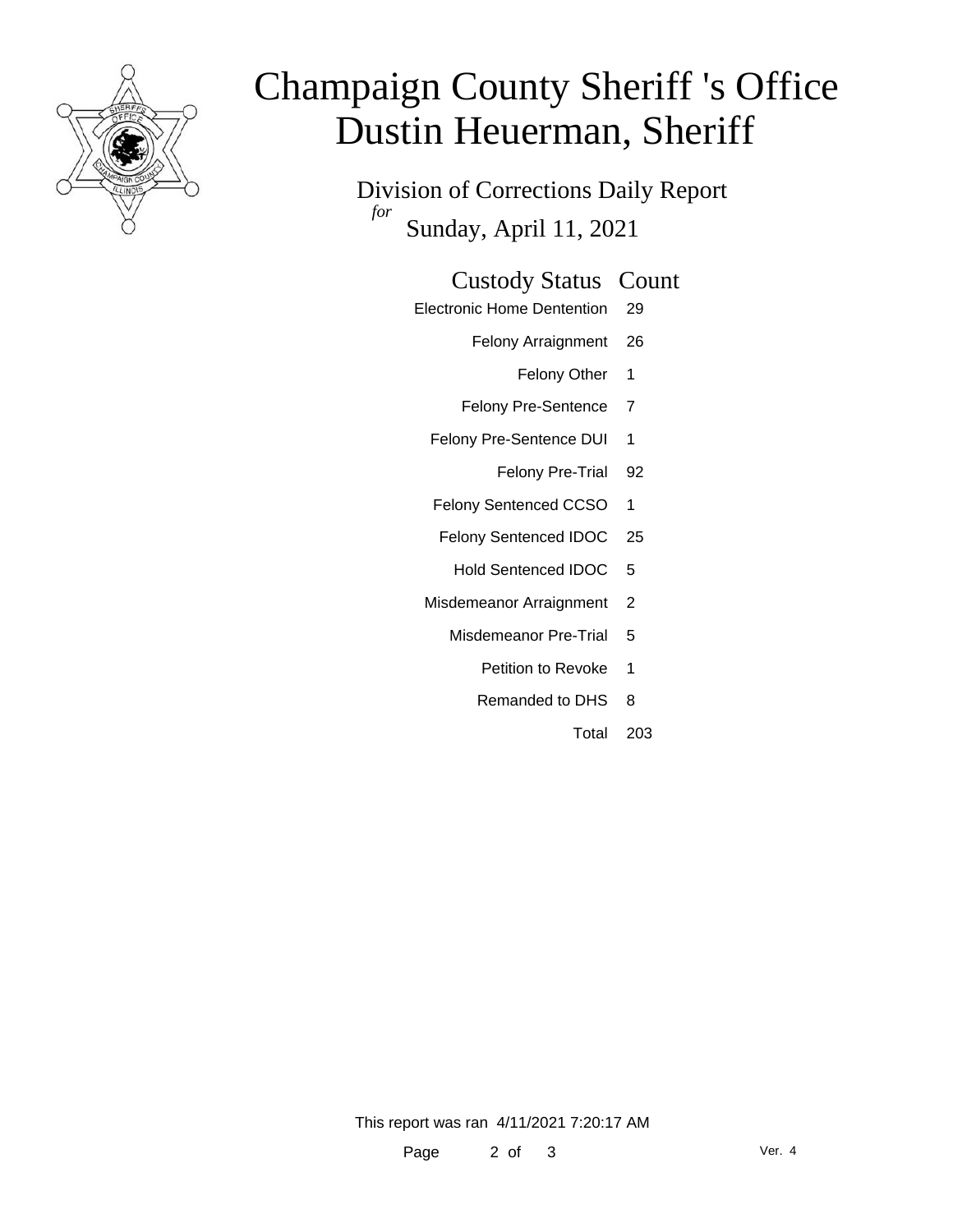# Champaign County Sheriff 's Office
# Dustin Heuerman, Sheriff

## Division of Corrections Daily Report

*for* Sunday, April 11, 2021

| Custody Status | Count |
| --- | --- |
| Electronic Home Dentention | 29 |
| Felony Arraignment | 26 |
| Felony Other | 1 |
| Felony Pre-Sentence | 7 |
| Felony Pre-Sentence DUI | 1 |
| Felony Pre-Trial | 92 |
| Felony Sentenced CCSO | 1 |
| Felony Sentenced IDOC | 25 |
| Hold Sentenced IDOC | 5 |
| Misdemeanor Arraignment | 2 |
| Misdemeanor Pre-Trial | 5 |
| Petition to Revoke | 1 |
| Remanded to DHS | 8 |
| Total | 203 |

This report was ran 4/11/2021 7:20:17 AM

Ver. 4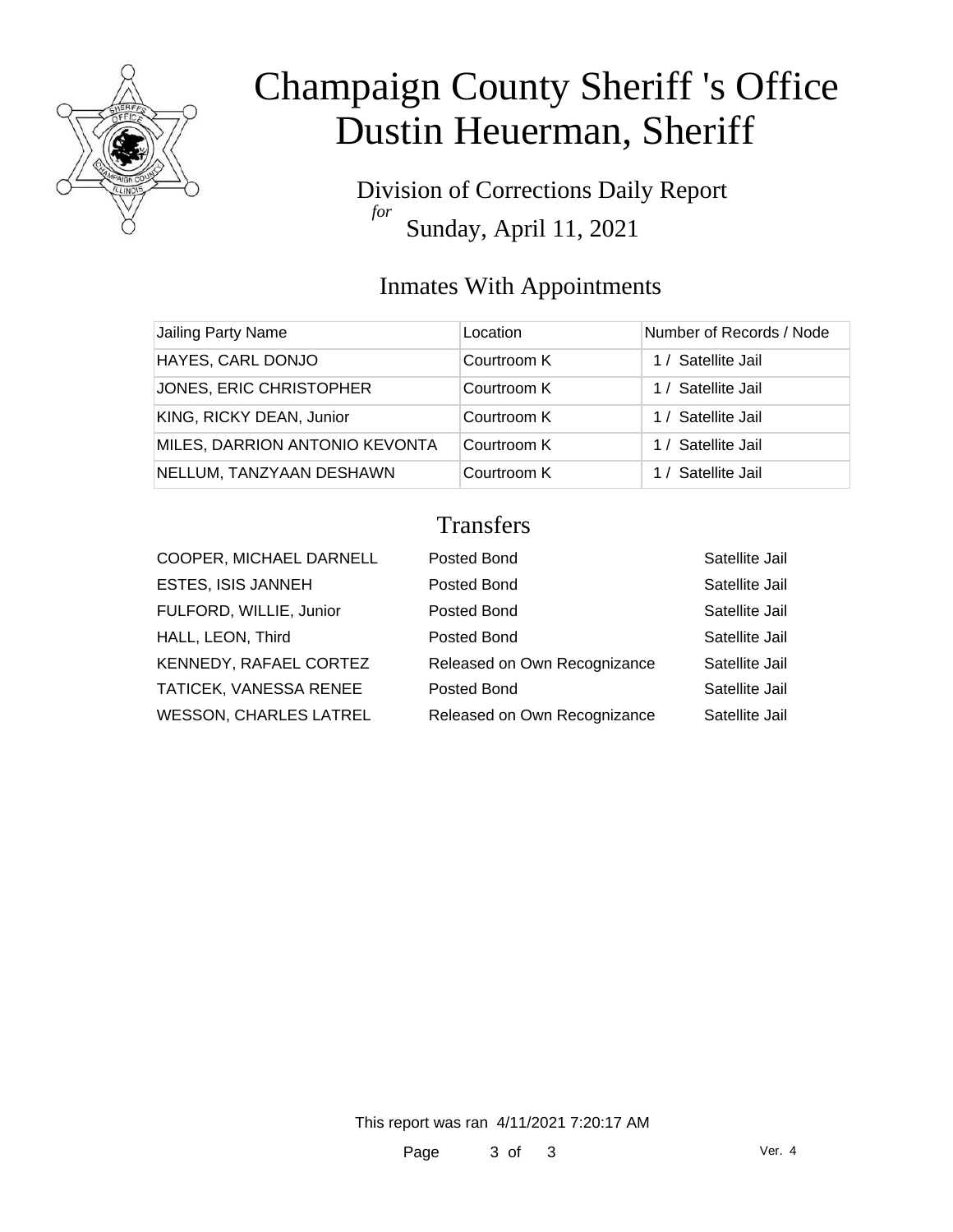# Champaign County Sheriff 's Office
# Dustin Heuerman, Sheriff

Division of Corrections Daily Report
*for*
Sunday, April 11, 2021

## Inmates With Appointments

| Jailing Party Name | Location | Number of Records / Node |
|---|---|---|
| HAYES, CARL DONJO | Courtroom K | 1 / Satellite Jail |
| JONES, ERIC CHRISTOPHER | Courtroom K | 1 / Satellite Jail |
| KING, RICKY DEAN, Junior | Courtroom K | 1 / Satellite Jail |
| MILES, DARRION ANTONIO KEVONTA | Courtroom K | 1 / Satellite Jail |
| NELLUM, TANZYAAN DESHAWN | Courtroom K | 1 / Satellite Jail |

## Transfers

| | | |
|---|---|---|
| COOPER, MICHAEL DARNELL | Posted Bond | Satellite Jail |
| ESTES, ISIS JANNEH | Posted Bond | Satellite Jail |
| FULFORD, WILLIE, Junior | Posted Bond | Satellite Jail |
| HALL, LEON, Third | Posted Bond | Satellite Jail |
| KENNEDY, RAFAEL CORTEZ | Released on Own Recognizance | Satellite Jail |
| TATICEK, VANESSA RENEE | Posted Bond | Satellite Jail |
| WESSON, CHARLES LATREL | Released on Own Recognizance | Satellite Jail |

This report was ran 4/11/2021 7:20:17 AM

Ver. 4